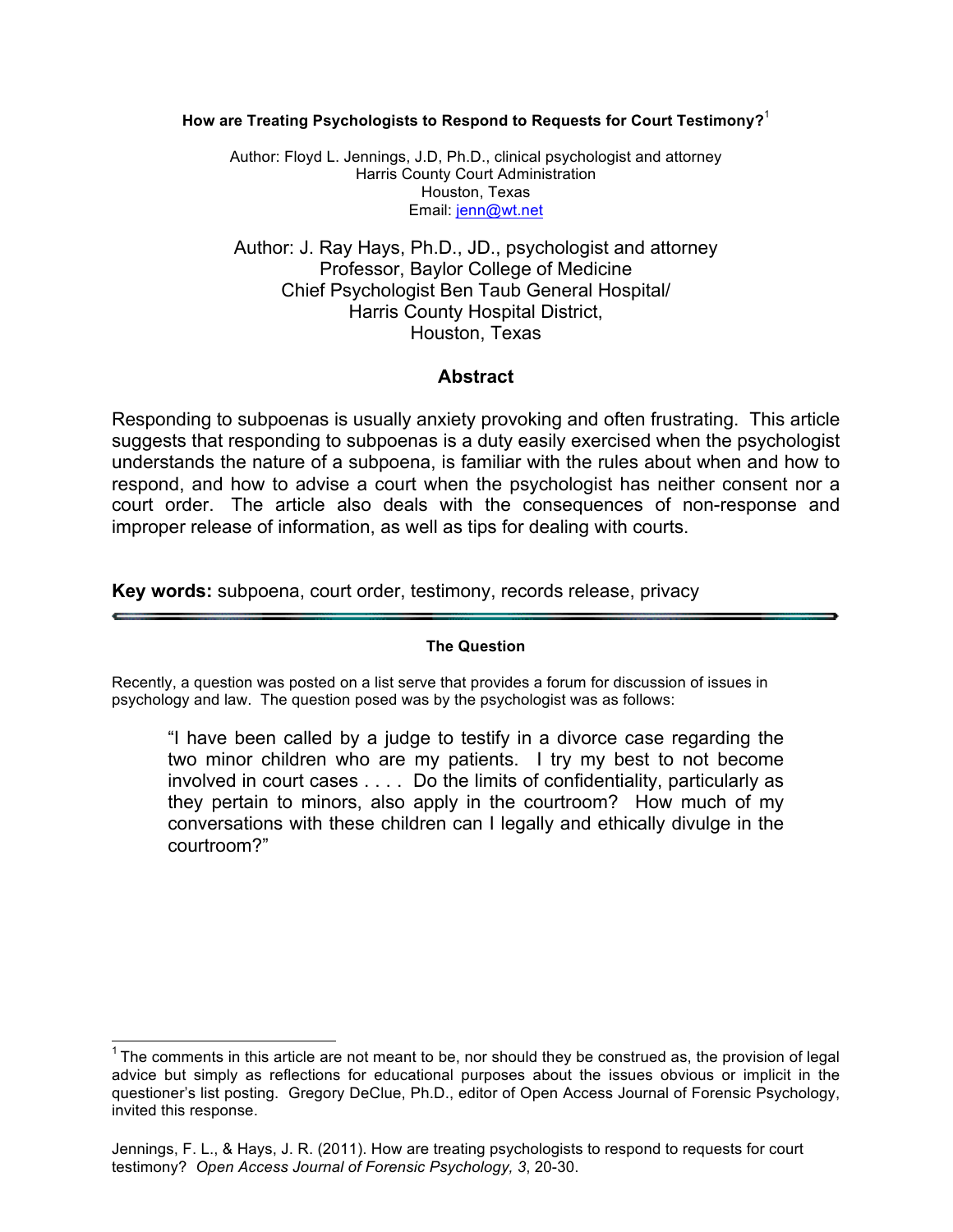# How are Treating Psychologists to Respond to Requests for Court Testimony?[1]

Author: Floyd L. Jennings, J.D, Ph.D., clinical psychologist and attorney
Harris County Court Administration
Houston, Texas
Email: jenn@wt.net

Author: J. Ray Hays, Ph.D., JD., psychologist and attorney
Professor, Baylor College of Medicine
Chief Psychologist Ben Taub General Hospital/
Harris County Hospital District,
Houston, Texas

## Abstract

Responding to subpoenas is usually anxiety provoking and often frustrating. This article suggests that responding to subpoenas is a duty easily exercised when the psychologist understands the nature of a subpoena, is familiar with the rules about when and how to respond, and how to advise a court when the psychologist has neither consent nor a court order. The article also deals with the consequences of non-response and improper release of information, as well as tips for dealing with courts.

**Key words:** subpoena, court order, testimony, records release, privacy

---

### The Question

Recently, a question was posted on a list serve that provides a forum for discussion of issues in psychology and law. The question posed was by the psychologist was as follows:

> "I have been called by a judge to testify in a divorce case regarding the two minor children who are my patients. I try my best to not become involved in court cases . . . . Do the limits of confidentiality, particularly as they pertain to minors, also apply in the courtroom? How much of my conversations with these children can I legally and ethically divulge in the courtroom?"

[1] The comments in this article are not meant to be, nor should they be construed as, the provision of legal advice but simply as reflections for educational purposes about the issues obvious or implicit in the questioner's list posting. Gregory DeClue, Ph.D., editor of Open Access Journal of Forensic Psychology, invited this response.

Jennings, F. L., & Hays, J. R. (2011). How are treating psychologists to respond to requests for court testimony? *Open Access Journal of Forensic Psychology, 3*, 20-30.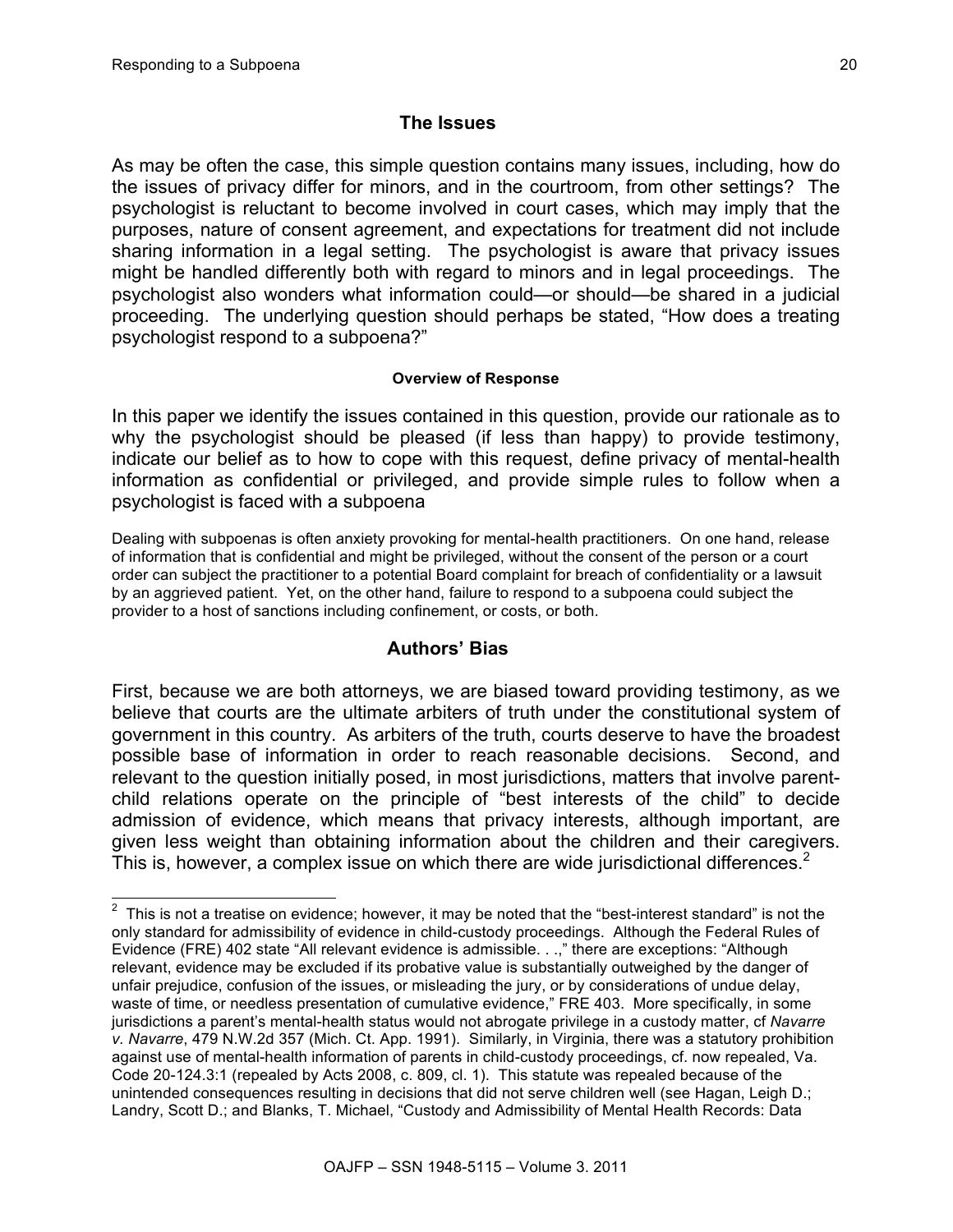## The Issues

As may be often the case, this simple question contains many issues, including, how do the issues of privacy differ for minors, and in the courtroom, from other settings? The psychologist is reluctant to become involved in court cases, which may imply that the purposes, nature of consent agreement, and expectations for treatment did not include sharing information in a legal setting. The psychologist is aware that privacy issues might be handled differently both with regard to minors and in legal proceedings. The psychologist also wonders what information could—or should—be shared in a judicial proceeding. The underlying question should perhaps be stated, "How does a treating psychologist respond to a subpoena?"

#### Overview of Response

In this paper we identify the issues contained in this question, provide our rationale as to why the psychologist should be pleased (if less than happy) to provide testimony, indicate our belief as to how to cope with this request, define privacy of mental-health information as confidential or privileged, and provide simple rules to follow when a psychologist is faced with a subpoena

Dealing with subpoenas is often anxiety provoking for mental-health practitioners. On one hand, release of information that is confidential and might be privileged, without the consent of the person or a court order can subject the practitioner to a potential Board complaint for breach of confidentiality or a lawsuit by an aggrieved patient. Yet, on the other hand, failure to respond to a subpoena could subject the provider to a host of sanctions including confinement, or costs, or both.

## Authors' Bias

First, because we are both attorneys, we are biased toward providing testimony, as we believe that courts are the ultimate arbiters of truth under the constitutional system of government in this country. As arbiters of the truth, courts deserve to have the broadest possible base of information in order to reach reasonable decisions. Second, and relevant to the question initially posed, in most jurisdictions, matters that involve parent-child relations operate on the principle of "best interests of the child" to decide admission of evidence, which means that privacy interests, although important, are given less weight than obtaining information about the children and their caregivers. This is, however, a complex issue on which there are wide jurisdictional differences.[2]

[2] This is not a treatise on evidence; however, it may be noted that the "best-interest standard" is not the only standard for admissibility of evidence in child-custody proceedings. Although the Federal Rules of Evidence (FRE) 402 state "All relevant evidence is admissible. . .," there are exceptions: "Although relevant, evidence may be excluded if its probative value is substantially outweighed by the danger of unfair prejudice, confusion of the issues, or misleading the jury, or by considerations of undue delay, waste of time, or needless presentation of cumulative evidence," FRE 403. More specifically, in some jurisdictions a parent's mental-health status would not abrogate privilege in a custody matter, cf *Navarre v. Navarre*, 479 N.W.2d 357 (Mich. Ct. App. 1991). Similarly, in Virginia, there was a statutory prohibition against use of mental-health information of parents in child-custody proceedings, cf. now repealed, Va. Code 20-124.3:1 (repealed by Acts 2008, c. 809, cl. 1). This statute was repealed because of the unintended consequences resulting in decisions that did not serve children well (see Hagan, Leigh D.; Landry, Scott D.; and Blanks, T. Michael, "Custody and Admissibility of Mental Health Records: Data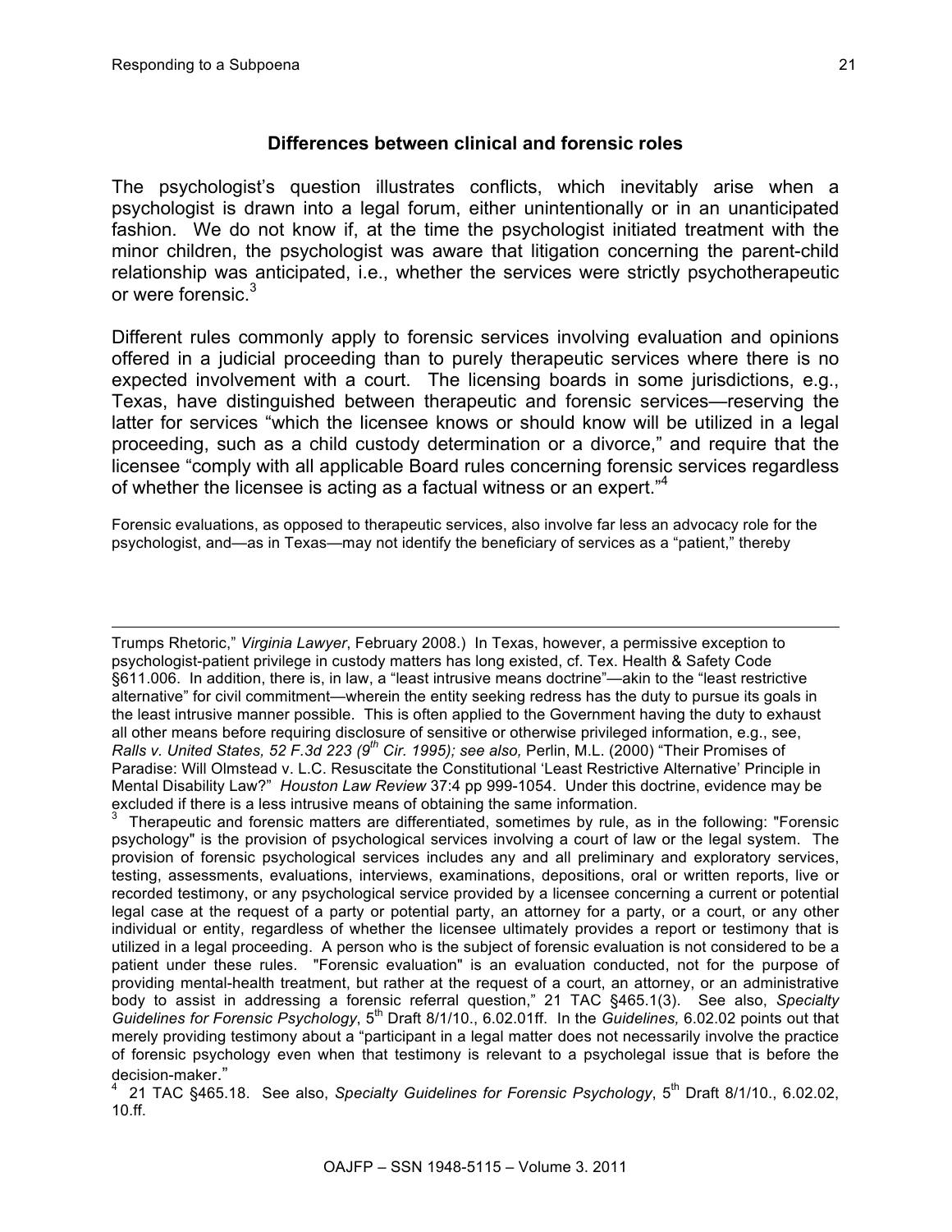### Differences between clinical and forensic roles

The psychologist's question illustrates conflicts, which inevitably arise when a psychologist is drawn into a legal forum, either unintentionally or in an unanticipated fashion. We do not know if, at the time the psychologist initiated treatment with the minor children, the psychologist was aware that litigation concerning the parent-child relationship was anticipated, i.e., whether the services were strictly psychotherapeutic or were forensic.[3]

Different rules commonly apply to forensic services involving evaluation and opinions offered in a judicial proceeding than to purely therapeutic services where there is no expected involvement with a court. The licensing boards in some jurisdictions, e.g., Texas, have distinguished between therapeutic and forensic services—reserving the latter for services "which the licensee knows or should know will be utilized in a legal proceeding, such as a child custody determination or a divorce," and require that the licensee "comply with all applicable Board rules concerning forensic services regardless of whether the licensee is acting as a factual witness or an expert."[4]

Forensic evaluations, as opposed to therapeutic services, also involve far less an advocacy role for the psychologist, and—as in Texas—may not identify the beneficiary of services as a "patient," thereby

---

Trumps Rhetoric," *Virginia Lawyer*, February 2008.) In Texas, however, a permissive exception to psychologist-patient privilege in custody matters has long existed, cf. Tex. Health & Safety Code §611.006. In addition, there is, in law, a "least intrusive means doctrine"—akin to the "least restrictive alternative" for civil commitment—wherein the entity seeking redress has the duty to pursue its goals in the least intrusive manner possible. This is often applied to the Government having the duty to exhaust all other means before requiring disclosure of sensitive or otherwise privileged information, e.g., see, *Ralls v. United States, 52 F.3d 223 (9th Cir. 1995); see also,* Perlin, M.L. (2000) "Their Promises of Paradise: Will Olmstead v. L.C. Resuscitate the Constitutional 'Least Restrictive Alternative' Principle in Mental Disability Law?" *Houston Law Review* 37:4 pp 999-1054. Under this doctrine, evidence may be excluded if there is a less intrusive means of obtaining the same information.

[3] Therapeutic and forensic matters are differentiated, sometimes by rule, as in the following: "Forensic psychology" is the provision of psychological services involving a court of law or the legal system. The provision of forensic psychological services includes any and all preliminary and exploratory services, testing, assessments, evaluations, interviews, examinations, depositions, oral or written reports, live or recorded testimony, or any psychological service provided by a licensee concerning a current or potential legal case at the request of a party or potential party, an attorney for a party, or a court, or any other individual or entity, regardless of whether the licensee ultimately provides a report or testimony that is utilized in a legal proceeding. A person who is the subject of forensic evaluation is not considered to be a patient under these rules. "Forensic evaluation" is an evaluation conducted, not for the purpose of providing mental-health treatment, but rather at the request of a court, an attorney, or an administrative body to assist in addressing a forensic referral question," 21 TAC §465.1(3). See also, *Specialty Guidelines for Forensic Psychology*, 5th Draft 8/1/10., 6.02.01ff. In the *Guidelines,* 6.02.02 points out that merely providing testimony about a "participant in a legal matter does not necessarily involve the practice of forensic psychology even when that testimony is relevant to a psycholegal issue that is before the decision-maker."

[4] 21 TAC §465.18. See also, *Specialty Guidelines for Forensic Psychology*, 5th Draft 8/1/10., 6.02.02, 10.ff.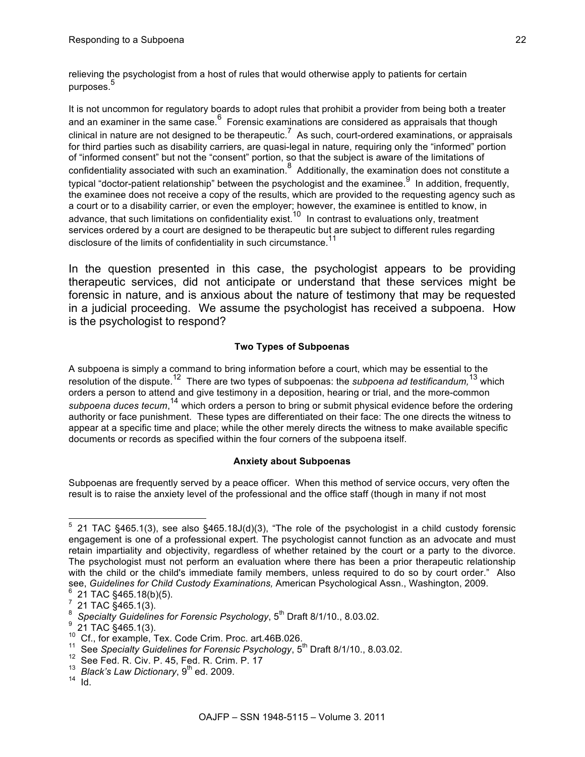relieving the psychologist from a host of rules that would otherwise apply to patients for certain purposes.[5]

It is not uncommon for regulatory boards to adopt rules that prohibit a provider from being both a treater and an examiner in the same case.[6] Forensic examinations are considered as appraisals that though clinical in nature are not designed to be therapeutic.[7] As such, court-ordered examinations, or appraisals for third parties such as disability carriers, are quasi-legal in nature, requiring only the "informed" portion of "informed consent" but not the "consent" portion, so that the subject is aware of the limitations of confidentiality associated with such an examination.[8] Additionally, the examination does not constitute a typical "doctor-patient relationship" between the psychologist and the examinee.[9] In addition, frequently, the examinee does not receive a copy of the results, which are provided to the requesting agency such as a court or to a disability carrier, or even the employer; however, the examinee is entitled to know, in advance, that such limitations on confidentiality exist.[10] In contrast to evaluations only, treatment services ordered by a court are designed to be therapeutic but are subject to different rules regarding disclosure of the limits of confidentiality in such circumstance.[11]

In the question presented in this case, the psychologist appears to be providing therapeutic services, did not anticipate or understand that these services might be forensic in nature, and is anxious about the nature of testimony that may be requested in a judicial proceeding. We assume the psychologist has received a subpoena. How is the psychologist to respond?

**Two Types of Subpoenas**

A subpoena is simply a command to bring information before a court, which may be essential to the resolution of the dispute.[12] There are two types of subpoenas: the *subpoena ad testificandum,*[13] which orders a person to attend and give testimony in a deposition, hearing or trial, and the more-common *subpoena duces tecum*,[14] which orders a person to bring or submit physical evidence before the ordering authority or face punishment. These types are differentiated on their face: The one directs the witness to appear at a specific time and place; while the other merely directs the witness to make available specific documents or records as specified within the four corners of the subpoena itself.

**Anxiety about Subpoenas**

Subpoenas are frequently served by a peace officer. When this method of service occurs, very often the result is to raise the anxiety level of the professional and the office staff (though in many if not most

---

[5] 21 TAC §465.1(3), see also §465.18J(d)(3), "The role of the psychologist in a child custody forensic engagement is one of a professional expert. The psychologist cannot function as an advocate and must retain impartiality and objectivity, regardless of whether retained by the court or a party to the divorce. The psychologist must not perform an evaluation where there has been a prior therapeutic relationship with the child or the child's immediate family members, unless required to do so by court order." Also see, *Guidelines for Child Custody Examinations,* American Psychological Assn., Washington, 2009.

[6] 21 TAC §465.18(b)(5).

[7] 21 TAC §465.1(3).

[8] *Specialty Guidelines for Forensic Psychology*, 5th Draft 8/1/10., 8.03.02.

[9] 21 TAC §465.1(3).

[10] Cf., for example, Tex. Code Crim. Proc. art.46B.026.

[11] See *Specialty Guidelines for Forensic Psychology*, 5th Draft 8/1/10., 8.03.02.

[12] See Fed. R. Civ. P. 45, Fed. R. Crim. P. 17

[13] *Black's Law Dictionary*, 9th ed. 2009.

[14] Id.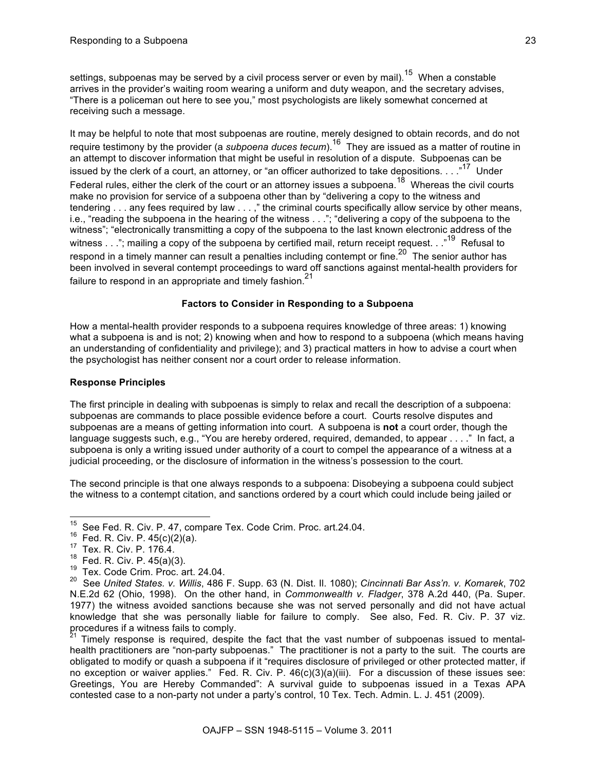settings, subpoenas may be served by a civil process server or even by mail).[15] When a constable arrives in the provider's waiting room wearing a uniform and duty weapon, and the secretary advises, "There is a policeman out here to see you," most psychologists are likely somewhat concerned at receiving such a message.

It may be helpful to note that most subpoenas are routine, merely designed to obtain records, and do not require testimony by the provider (a *subpoena duces tecum*).[16] They are issued as a matter of routine in an attempt to discover information that might be useful in resolution of a dispute. Subpoenas can be issued by the clerk of a court, an attorney, or "an officer authorized to take depositions. . . ."[17] Under Federal rules, either the clerk of the court or an attorney issues a subpoena.[18] Whereas the civil courts make no provision for service of a subpoena other than by "delivering a copy to the witness and tendering . . . any fees required by law . . . ," the criminal courts specifically allow service by other means, i.e., "reading the subpoena in the hearing of the witness . . ."; "delivering a copy of the subpoena to the witness"; "electronically transmitting a copy of the subpoena to the last known electronic address of the witness . . ."; mailing a copy of the subpoena by certified mail, return receipt request. . ."[19] Refusal to respond in a timely manner can result a penalties including contempt or fine.[20] The senior author has been involved in several contempt proceedings to ward off sanctions against mental-health providers for failure to respond in an appropriate and timely fashion.[21]

### Factors to Consider in Responding to a Subpoena

How a mental-health provider responds to a subpoena requires knowledge of three areas: 1) knowing what a subpoena is and is not; 2) knowing when and how to respond to a subpoena (which means having an understanding of confidentiality and privilege); and 3) practical matters in how to advise a court when the psychologist has neither consent nor a court order to release information.

#### Response Principles

The first principle in dealing with subpoenas is simply to relax and recall the description of a subpoena: subpoenas are commands to place possible evidence before a court. Courts resolve disputes and subpoenas are a means of getting information into court. A subpoena is **not** a court order, though the language suggests such, e.g., "You are hereby ordered, required, demanded, to appear . . . ." In fact, a subpoena is only a writing issued under authority of a court to compel the appearance of a witness at a judicial proceeding, or the disclosure of information in the witness's possession to the court.

The second principle is that one always responds to a subpoena: Disobeying a subpoena could subject the witness to a contempt citation, and sanctions ordered by a court which could include being jailed or

---

[15] See Fed. R. Civ. P. 47, compare Tex. Code Crim. Proc. art.24.04.

[16] Fed. R. Civ. P. 45(c)(2)(a).

[17] Tex. R. Civ. P. 176.4.

[18] Fed. R. Civ. P. 45(a)(3).

[19] Tex. Code Crim. Proc. art. 24.04.

[20] See *United States. v. Willis*, 486 F. Supp. 63 (N. Dist. Il. 1080); *Cincinnati Bar Ass'n. v. Komarek*, 702 N.E.2d 62 (Ohio, 1998). On the other hand, in *Commonwealth v. Fladger*, 378 A.2d 440, (Pa. Super. 1977) the witness avoided sanctions because she was not served personally and did not have actual knowledge that she was personally liable for failure to comply. See also, Fed. R. Civ. P. 37 viz. procedures if a witness fails to comply.

[21] Timely response is required, despite the fact that the vast number of subpoenas issued to mental-health practitioners are "non-party subpoenas." The practitioner is not a party to the suit. The courts are obligated to modify or quash a subpoena if it "requires disclosure of privileged or other protected matter, if no exception or waiver applies." Fed. R. Civ. P. 46(c)(3)(a)(iii). For a discussion of these issues see: Greetings, You are Hereby Commanded": A survival guide to subpoenas issued in a Texas APA contested case to a non-party not under a party's control, 10 Tex. Tech. Admin. L. J. 451 (2009).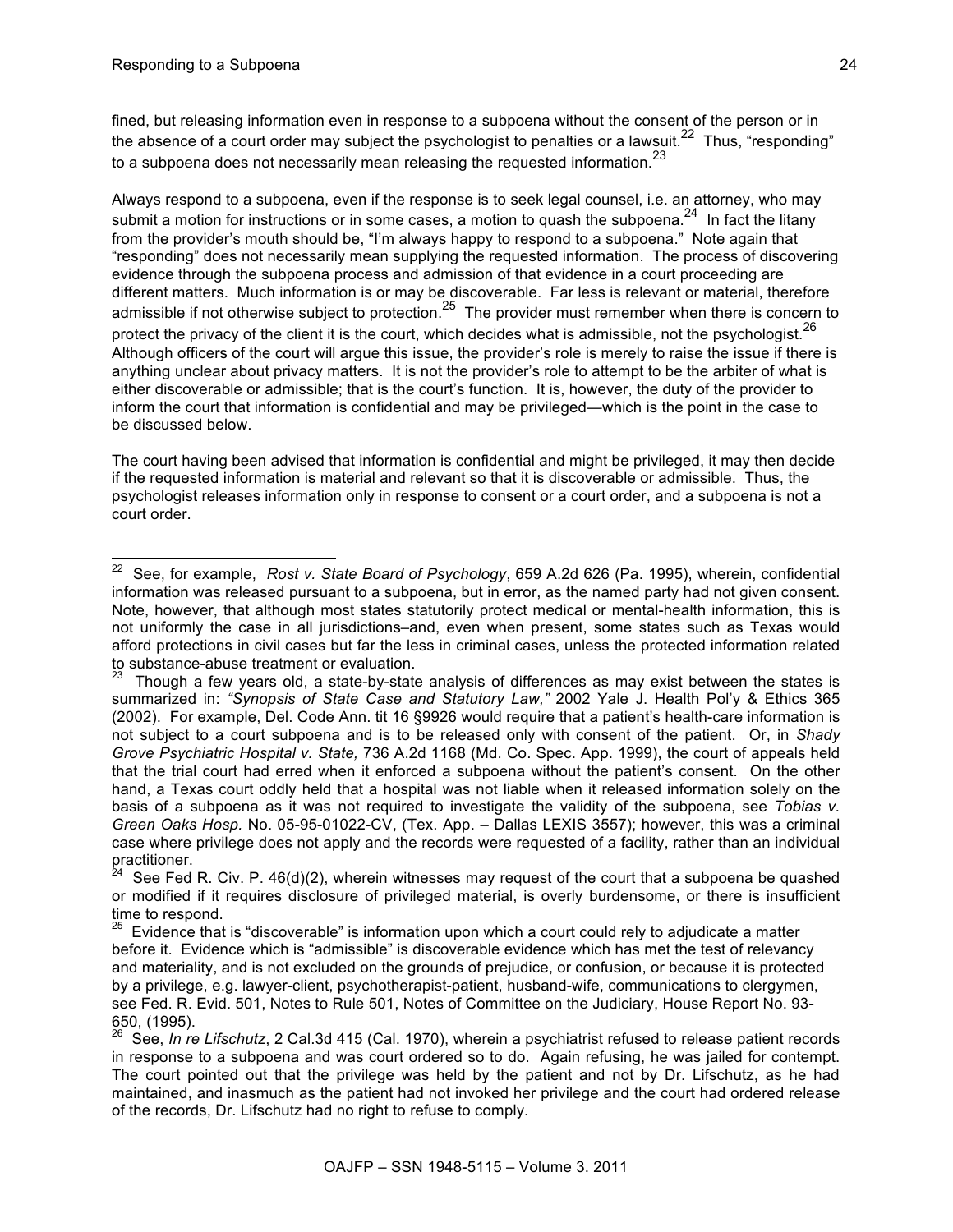fined, but releasing information even in response to a subpoena without the consent of the person or in the absence of a court order may subject the psychologist to penalties or a lawsuit.[22] Thus, "responding" to a subpoena does not necessarily mean releasing the requested information.[23]

Always respond to a subpoena, even if the response is to seek legal counsel, i.e. an attorney, who may submit a motion for instructions or in some cases, a motion to quash the subpoena.[24] In fact the litany from the provider's mouth should be, "I'm always happy to respond to a subpoena." Note again that "responding" does not necessarily mean supplying the requested information. The process of discovering evidence through the subpoena process and admission of that evidence in a court proceeding are different matters. Much information is or may be discoverable. Far less is relevant or material, therefore admissible if not otherwise subject to protection.[25] The provider must remember when there is concern to protect the privacy of the client it is the court, which decides what is admissible, not the psychologist.[26] Although officers of the court will argue this issue, the provider's role is merely to raise the issue if there is anything unclear about privacy matters. It is not the provider's role to attempt to be the arbiter of what is either discoverable or admissible; that is the court's function. It is, however, the duty of the provider to inform the court that information is confidential and may be privileged—which is the point in the case to be discussed below.

The court having been advised that information is confidential and might be privileged, it may then decide if the requested information is material and relevant so that it is discoverable or admissible. Thus, the psychologist releases information only in response to consent or a court order, and a subpoena is not a court order.

---

[22] See, for example, *Rost v. State Board of Psychology*, 659 A.2d 626 (Pa. 1995), wherein, confidential information was released pursuant to a subpoena, but in error, as the named party had not given consent. Note, however, that although most states statutorily protect medical or mental-health information, this is not uniformly the case in all jurisdictions–and, even when present, some states such as Texas would afford protections in civil cases but far the less in criminal cases, unless the protected information related to substance-abuse treatment or evaluation.

[23] Though a few years old, a state-by-state analysis of differences as may exist between the states is summarized in: *"Synopsis of State Case and Statutory Law,"* 2002 Yale J. Health Pol'y & Ethics 365 (2002). For example, Del. Code Ann. tit 16 §9926 would require that a patient's health-care information is not subject to a court subpoena and is to be released only with consent of the patient. Or, in *Shady Grove Psychiatric Hospital v. State,* 736 A.2d 1168 (Md. Co. Spec. App. 1999), the court of appeals held that the trial court had erred when it enforced a subpoena without the patient's consent. On the other hand, a Texas court oddly held that a hospital was not liable when it released information solely on the basis of a subpoena as it was not required to investigate the validity of the subpoena, see *Tobias v. Green Oaks Hosp.* No. 05-95-01022-CV, (Tex. App. – Dallas LEXIS 3557); however, this was a criminal case where privilege does not apply and the records were requested of a facility, rather than an individual practitioner.

[24] See Fed R. Civ. P. 46(d)(2), wherein witnesses may request of the court that a subpoena be quashed or modified if it requires disclosure of privileged material, is overly burdensome, or there is insufficient time to respond.

[25] Evidence that is "discoverable" is information upon which a court could rely to adjudicate a matter before it. Evidence which is "admissible" is discoverable evidence which has met the test of relevancy and materiality, and is not excluded on the grounds of prejudice, or confusion, or because it is protected by a privilege, e.g. lawyer-client, psychotherapist-patient, husband-wife, communications to clergymen, see Fed. R. Evid. 501, Notes to Rule 501, Notes of Committee on the Judiciary, House Report No. 93-650, (1995).

[26] See, *In re Lifschutz*, 2 Cal.3d 415 (Cal. 1970), wherein a psychiatrist refused to release patient records in response to a subpoena and was court ordered so to do. Again refusing, he was jailed for contempt. The court pointed out that the privilege was held by the patient and not by Dr. Lifschutz, as he had maintained, and inasmuch as the patient had not invoked her privilege and the court had ordered release of the records, Dr. Lifschutz had no right to refuse to comply.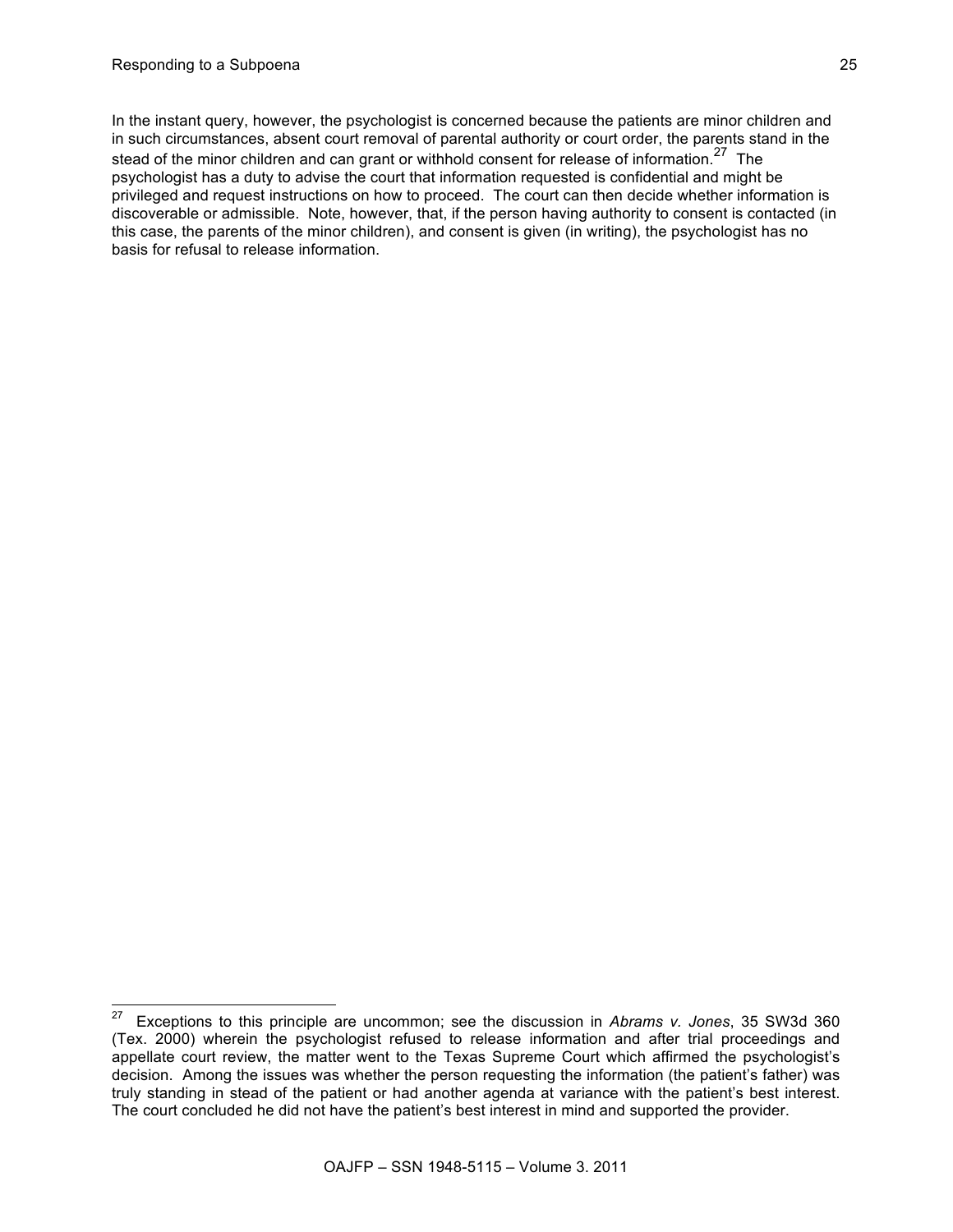In the instant query, however, the psychologist is concerned because the patients are minor children and in such circumstances, absent court removal of parental authority or court order, the parents stand in the stead of the minor children and can grant or withhold consent for release of information.[27] The psychologist has a duty to advise the court that information requested is confidential and might be privileged and request instructions on how to proceed. The court can then decide whether information is discoverable or admissible. Note, however, that, if the person having authority to consent is contacted (in this case, the parents of the minor children), and consent is given (in writing), the psychologist has no basis for refusal to release information.

---

[27] Exceptions to this principle are uncommon; see the discussion in *Abrams v. Jones*, 35 SW3d 360 (Tex. 2000) wherein the psychologist refused to release information and after trial proceedings and appellate court review, the matter went to the Texas Supreme Court which affirmed the psychologist's decision. Among the issues was whether the person requesting the information (the patient's father) was truly standing in stead of the patient or had another agenda at variance with the patient's best interest. The court concluded he did not have the patient's best interest in mind and supported the provider.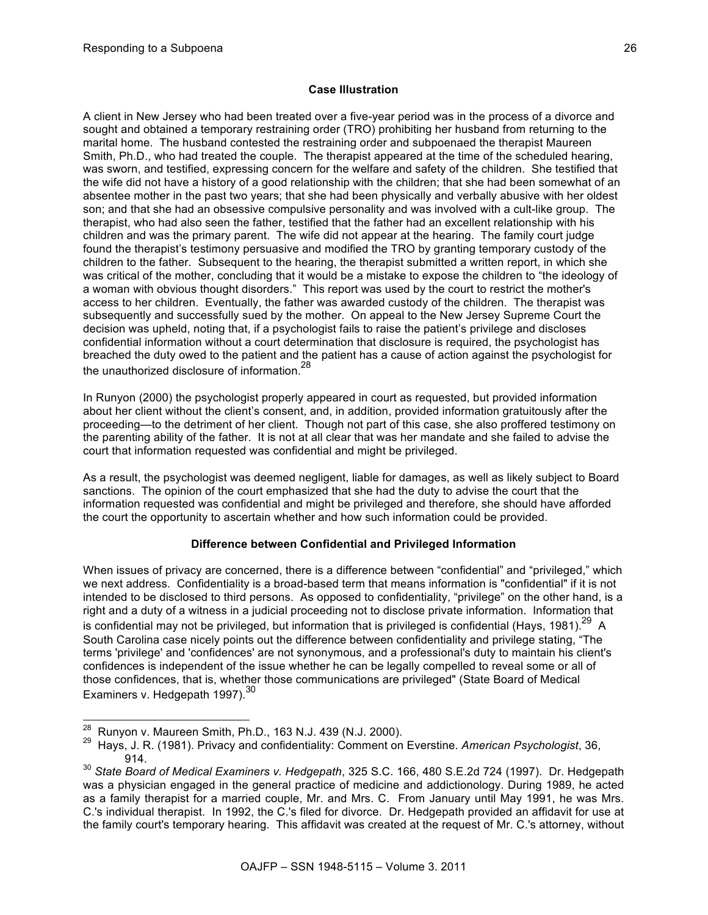### Case Illustration

A client in New Jersey who had been treated over a five-year period was in the process of a divorce and sought and obtained a temporary restraining order (TRO) prohibiting her husband from returning to the marital home. The husband contested the restraining order and subpoenaed the therapist Maureen Smith, Ph.D., who had treated the couple. The therapist appeared at the time of the scheduled hearing, was sworn, and testified, expressing concern for the welfare and safety of the children. She testified that the wife did not have a history of a good relationship with the children; that she had been somewhat of an absentee mother in the past two years; that she had been physically and verbally abusive with her oldest son; and that she had an obsessive compulsive personality and was involved with a cult-like group. The therapist, who had also seen the father, testified that the father had an excellent relationship with his children and was the primary parent. The wife did not appear at the hearing. The family court judge found the therapist's testimony persuasive and modified the TRO by granting temporary custody of the children to the father. Subsequent to the hearing, the therapist submitted a written report, in which she was critical of the mother, concluding that it would be a mistake to expose the children to "the ideology of a woman with obvious thought disorders." This report was used by the court to restrict the mother's access to her children. Eventually, the father was awarded custody of the children. The therapist was subsequently and successfully sued by the mother. On appeal to the New Jersey Supreme Court the decision was upheld, noting that, if a psychologist fails to raise the patient's privilege and discloses confidential information without a court determination that disclosure is required, the psychologist has breached the duty owed to the patient and the patient has a cause of action against the psychologist for the unauthorized disclosure of information.[28]

In Runyon (2000) the psychologist properly appeared in court as requested, but provided information about her client without the client's consent, and, in addition, provided information gratuitously after the proceeding—to the detriment of her client. Though not part of this case, she also proffered testimony on the parenting ability of the father. It is not at all clear that was her mandate and she failed to advise the court that information requested was confidential and might be privileged.

As a result, the psychologist was deemed negligent, liable for damages, as well as likely subject to Board sanctions. The opinion of the court emphasized that she had the duty to advise the court that the information requested was confidential and might be privileged and therefore, she should have afforded the court the opportunity to ascertain whether and how such information could be provided.

### Difference between Confidential and Privileged Information

When issues of privacy are concerned, there is a difference between "confidential" and "privileged," which we next address. Confidentiality is a broad-based term that means information is "confidential" if it is not intended to be disclosed to third persons. As opposed to confidentiality, "privilege" on the other hand, is a right and a duty of a witness in a judicial proceeding not to disclose private information. Information that is confidential may not be privileged, but information that is privileged is confidential (Hays, 1981).[29] A South Carolina case nicely points out the difference between confidentiality and privilege stating, "The terms 'privilege' and 'confidences' are not synonymous, and a professional's duty to maintain his client's confidences is independent of the issue whether he can be legally compelled to reveal some or all of those confidences, that is, whether those communications are privileged" (State Board of Medical Examiners v. Hedgepath 1997).[30]

---

[28] Runyon v. Maureen Smith, Ph.D., 163 N.J. 439 (N.J. 2000).

[29] Hays, J. R. (1981). Privacy and confidentiality: Comment on Everstine. *American Psychologist*, 36, 914.

[30] *State Board of Medical Examiners v. Hedgepath*, 325 S.C. 166, 480 S.E.2d 724 (1997). Dr. Hedgepath was a physician engaged in the general practice of medicine and addictionology. During 1989, he acted as a family therapist for a married couple, Mr. and Mrs. C. From January until May 1991, he was Mrs. C.'s individual therapist. In 1992, the C.'s filed for divorce. Dr. Hedgepath provided an affidavit for use at the family court's temporary hearing. This affidavit was created at the request of Mr. C.'s attorney, without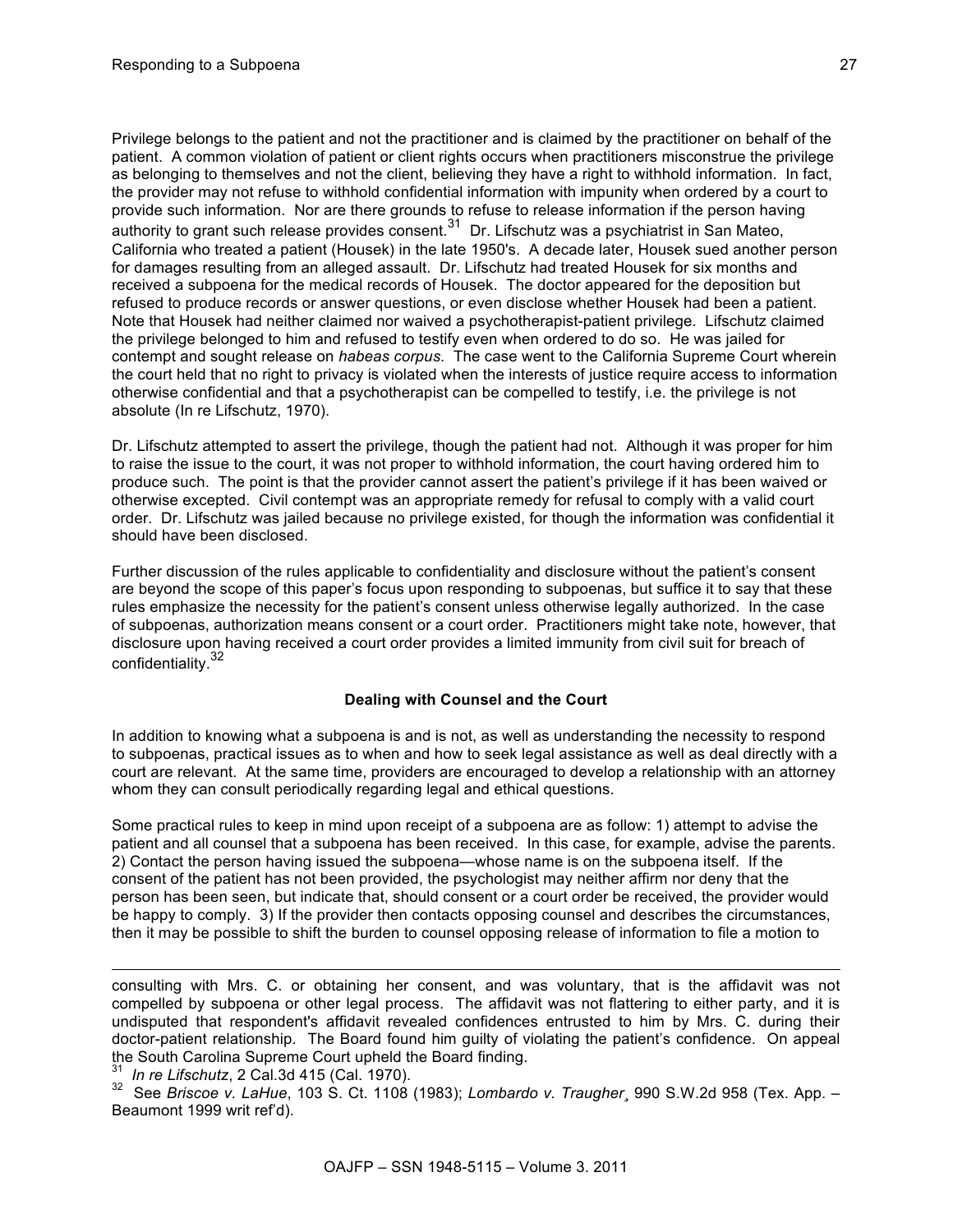Privilege belongs to the patient and not the practitioner and is claimed by the practitioner on behalf of the patient. A common violation of patient or client rights occurs when practitioners misconstrue the privilege as belonging to themselves and not the client, believing they have a right to withhold information. In fact, the provider may not refuse to withhold confidential information with impunity when ordered by a court to provide such information. Nor are there grounds to refuse to release information if the person having authority to grant such release provides consent.[31] Dr. Lifschutz was a psychiatrist in San Mateo, California who treated a patient (Housek) in the late 1950's. A decade later, Housek sued another person for damages resulting from an alleged assault. Dr. Lifschutz had treated Housek for six months and received a subpoena for the medical records of Housek. The doctor appeared for the deposition but refused to produce records or answer questions, or even disclose whether Housek had been a patient. Note that Housek had neither claimed nor waived a psychotherapist-patient privilege. Lifschutz claimed the privilege belonged to him and refused to testify even when ordered to do so. He was jailed for contempt and sought release on *habeas corpus*. The case went to the California Supreme Court wherein the court held that no right to privacy is violated when the interests of justice require access to information otherwise confidential and that a psychotherapist can be compelled to testify, i.e. the privilege is not absolute (In re Lifschutz, 1970).

Dr. Lifschutz attempted to assert the privilege, though the patient had not. Although it was proper for him to raise the issue to the court, it was not proper to withhold information, the court having ordered him to produce such. The point is that the provider cannot assert the patient's privilege if it has been waived or otherwise excepted. Civil contempt was an appropriate remedy for refusal to comply with a valid court order. Dr. Lifschutz was jailed because no privilege existed, for though the information was confidential it should have been disclosed.

Further discussion of the rules applicable to confidentiality and disclosure without the patient's consent are beyond the scope of this paper's focus upon responding to subpoenas, but suffice it to say that these rules emphasize the necessity for the patient's consent unless otherwise legally authorized. In the case of subpoenas, authorization means consent or a court order. Practitioners might take note, however, that disclosure upon having received a court order provides a limited immunity from civil suit for breach of confidentiality.[32]

### Dealing with Counsel and the Court

In addition to knowing what a subpoena is and is not, as well as understanding the necessity to respond to subpoenas, practical issues as to when and how to seek legal assistance as well as deal directly with a court are relevant. At the same time, providers are encouraged to develop a relationship with an attorney whom they can consult periodically regarding legal and ethical questions.

Some practical rules to keep in mind upon receipt of a subpoena are as follow: 1) attempt to advise the patient and all counsel that a subpoena has been received. In this case, for example, advise the parents. 2) Contact the person having issued the subpoena—whose name is on the subpoena itself. If the consent of the patient has not been provided, the psychologist may neither affirm nor deny that the person has been seen, but indicate that, should consent or a court order be received, the provider would be happy to comply. 3) If the provider then contacts opposing counsel and describes the circumstances, then it may be possible to shift the burden to counsel opposing release of information to file a motion to

---

consulting with Mrs. C. or obtaining her consent, and was voluntary, that is the affidavit was not compelled by subpoena or other legal process. The affidavit was not flattering to either party, and it is undisputed that respondent's affidavit revealed confidences entrusted to him by Mrs. C. during their doctor-patient relationship. The Board found him guilty of violating the patient's confidence. On appeal the South Carolina Supreme Court upheld the Board finding.

[31] *In re Lifschutz*, 2 Cal.3d 415 (Cal. 1970).

[32] See *Briscoe v. LaHue*, 103 S. Ct. 1108 (1983); *Lombardo v. Traugher*¸ 990 S.W.2d 958 (Tex. App. – Beaumont 1999 writ ref'd).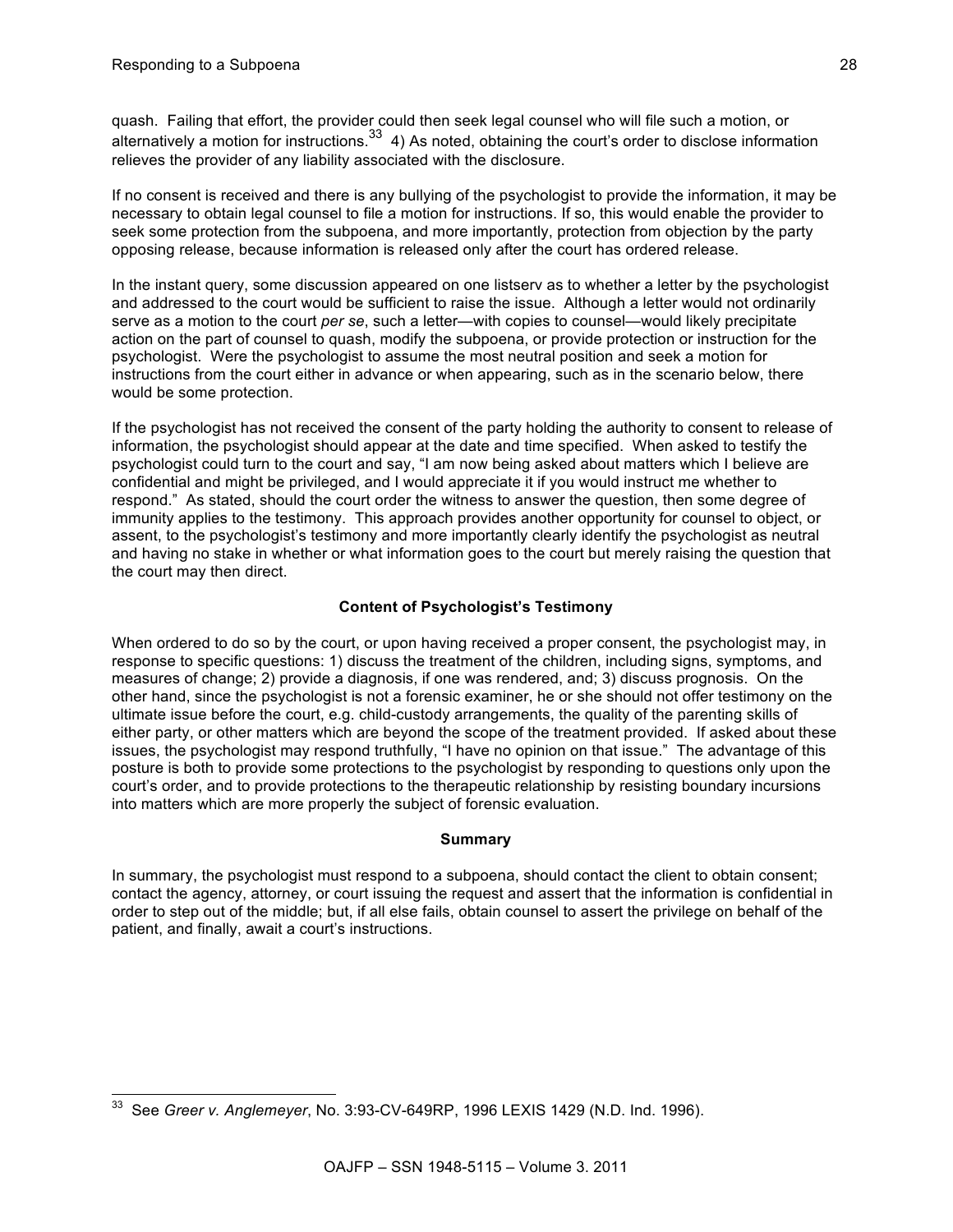quash. Failing that effort, the provider could then seek legal counsel who will file such a motion, or alternatively a motion for instructions.[33] 4) As noted, obtaining the court's order to disclose information relieves the provider of any liability associated with the disclosure.

If no consent is received and there is any bullying of the psychologist to provide the information, it may be necessary to obtain legal counsel to file a motion for instructions. If so, this would enable the provider to seek some protection from the subpoena, and more importantly, protection from objection by the party opposing release, because information is released only after the court has ordered release.

In the instant query, some discussion appeared on one listserv as to whether a letter by the psychologist and addressed to the court would be sufficient to raise the issue. Although a letter would not ordinarily serve as a motion to the court *per se*, such a letter—with copies to counsel—would likely precipitate action on the part of counsel to quash, modify the subpoena, or provide protection or instruction for the psychologist. Were the psychologist to assume the most neutral position and seek a motion for instructions from the court either in advance or when appearing, such as in the scenario below, there would be some protection.

If the psychologist has not received the consent of the party holding the authority to consent to release of information, the psychologist should appear at the date and time specified. When asked to testify the psychologist could turn to the court and say, "I am now being asked about matters which I believe are confidential and might be privileged, and I would appreciate it if you would instruct me whether to respond." As stated, should the court order the witness to answer the question, then some degree of immunity applies to the testimony. This approach provides another opportunity for counsel to object, or assent, to the psychologist's testimony and more importantly clearly identify the psychologist as neutral and having no stake in whether or what information goes to the court but merely raising the question that the court may then direct.

## Content of Psychologist's Testimony

When ordered to do so by the court, or upon having received a proper consent, the psychologist may, in response to specific questions: 1) discuss the treatment of the children, including signs, symptoms, and measures of change; 2) provide a diagnosis, if one was rendered, and; 3) discuss prognosis. On the other hand, since the psychologist is not a forensic examiner, he or she should not offer testimony on the ultimate issue before the court, e.g. child-custody arrangements, the quality of the parenting skills of either party, or other matters which are beyond the scope of the treatment provided. If asked about these issues, the psychologist may respond truthfully, "I have no opinion on that issue." The advantage of this posture is both to provide some protections to the psychologist by responding to questions only upon the court's order, and to provide protections to the therapeutic relationship by resisting boundary incursions into matters which are more properly the subject of forensic evaluation.

## Summary

In summary, the psychologist must respond to a subpoena, should contact the client to obtain consent; contact the agency, attorney, or court issuing the request and assert that the information is confidential in order to step out of the middle; but, if all else fails, obtain counsel to assert the privilege on behalf of the patient, and finally, await a court's instructions.

---

[33] See *Greer v. Anglemeyer*, No. 3:93-CV-649RP, 1996 LEXIS 1429 (N.D. Ind. 1996).